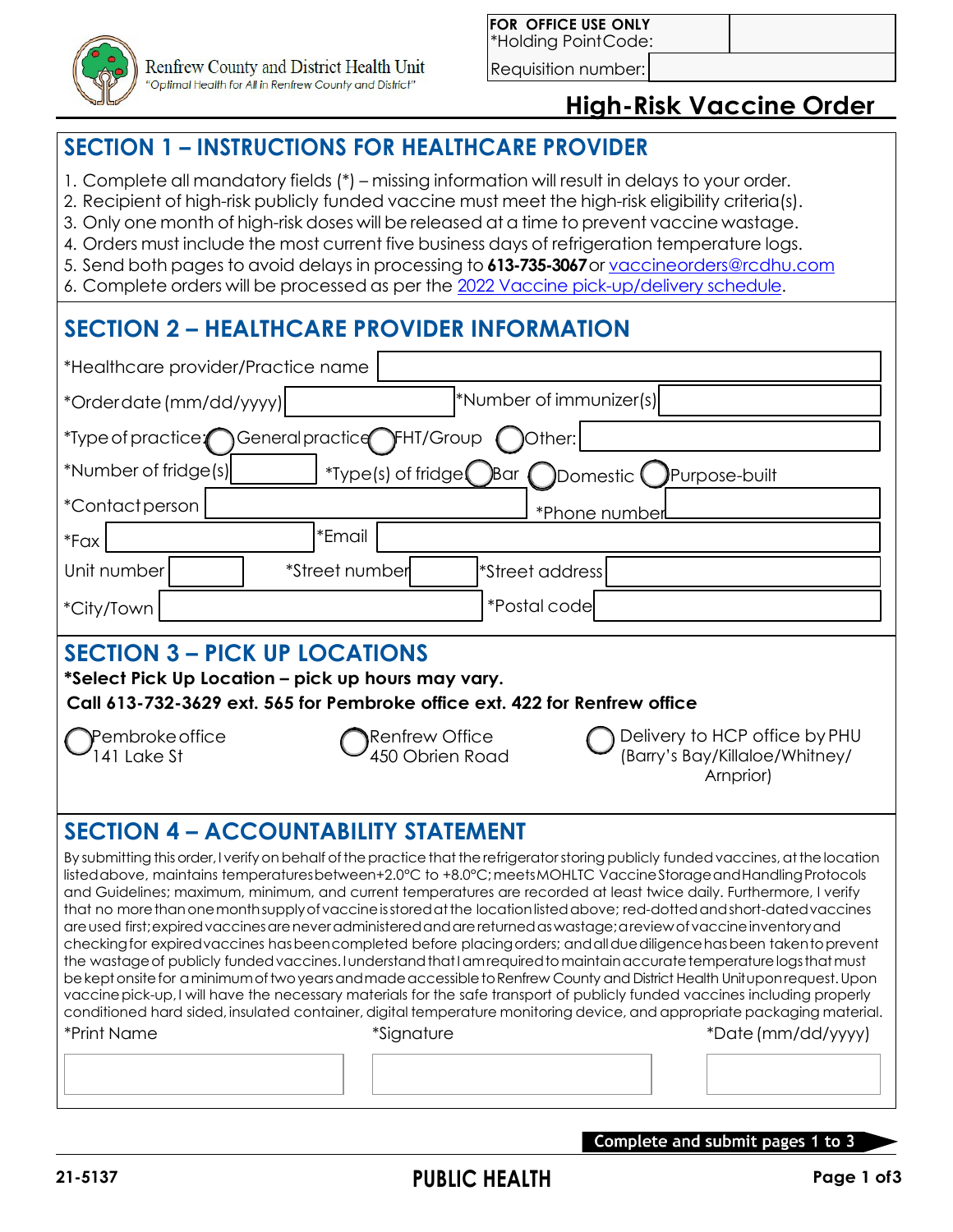Renfrew County and District Health Unit
"Optimal Health for All in Renfrew County and District"

| FOR OFFICE USE ONLY | |
|---|---|
| *Holding Point Code: | |
| Requisition number: | |

# High-Risk Vaccine Order

## SECTION 1 – INSTRUCTIONS FOR HEALTHCARE PROVIDER

1. Complete all mandatory fields (*) – missing information will result in delays to your order.
2. Recipient of high-risk publicly funded vaccine must meet the high-risk eligibility criteria(s).
3. Only one month of high-risk doses will be released at a time to prevent vaccine wastage.
4. Orders must include the most current five business days of refrigeration temperature logs.
5. Send both pages to avoid delays in processing to **613-735-3067** or vaccineorders@rcdhu.com
6. Complete orders will be processed as per the 2022 Vaccine pick-up/delivery schedule.

## SECTION 2 – HEALTHCARE PROVIDER INFORMATION

*Healthcare provider/Practice name

*Order date (mm/dd/yyyy) &nbsp;&nbsp; *Number of immunizer(s)

*Type of practice: ◯ General practice ◯ FHT/Group ◯ Other:

*Number of fridge(s) &nbsp;&nbsp; *Type(s) of fridge ◯ Bar ◯ Domestic ◯ Purpose-built

*Contact person &nbsp;&nbsp; *Phone number

*Fax &nbsp;&nbsp; *Email

Unit number &nbsp;&nbsp; *Street number &nbsp;&nbsp; *Street address

*City/Town &nbsp;&nbsp; *Postal code

## SECTION 3 – PICK UP LOCATIONS

**\*Select Pick Up Location – pick up hours may vary.**

**Call 613-732-3629 ext. 565 for Pembroke office ext. 422 for Renfrew office**

◯ Pembroke office
141 Lake St

◯ Renfrew Office
450 Obrien Road

◯ Delivery to HCP office by PHU
(Barry's Bay/Killaloe/Whitney/
Arnprior)

## SECTION 4 – ACCOUNTABILITY STATEMENT

By submitting this order, I verify on behalf of the practice that the refrigerator storing publicly funded vaccines, at the location listed above, maintains temperatures between +2.0°C to +8.0°C; meets MOHLTC Vaccine Storage and Handling Protocols and Guidelines; maximum, minimum, and current temperatures are recorded at least twice daily. Furthermore, I verify that no more than one month supply of vaccine is stored at the location listed above; red-dotted and short-dated vaccines are used first; expired vaccines are never administered and are returned as wastage; a review of vaccine inventory and checking for expired vaccines has been completed before placing orders; and all due diligence has been taken to prevent the wastage of publicly funded vaccines. I understand that I am required to maintain accurate temperature logs that must be kept onsite for a minimum of two years and made accessible to Renfrew County and District Health Unit upon request. Upon vaccine pick-up, I will have the necessary materials for the safe transport of publicly funded vaccines including properly conditioned hard sided, insulated container, digital temperature monitoring device, and appropriate packaging material.

| *Print Name | *Signature | *Date (mm/dd/yyyy) |
|---|---|---|
| | | |

**Complete and submit pages 1 to 3**

21-5137 &nbsp;&nbsp; PUBLIC HEALTH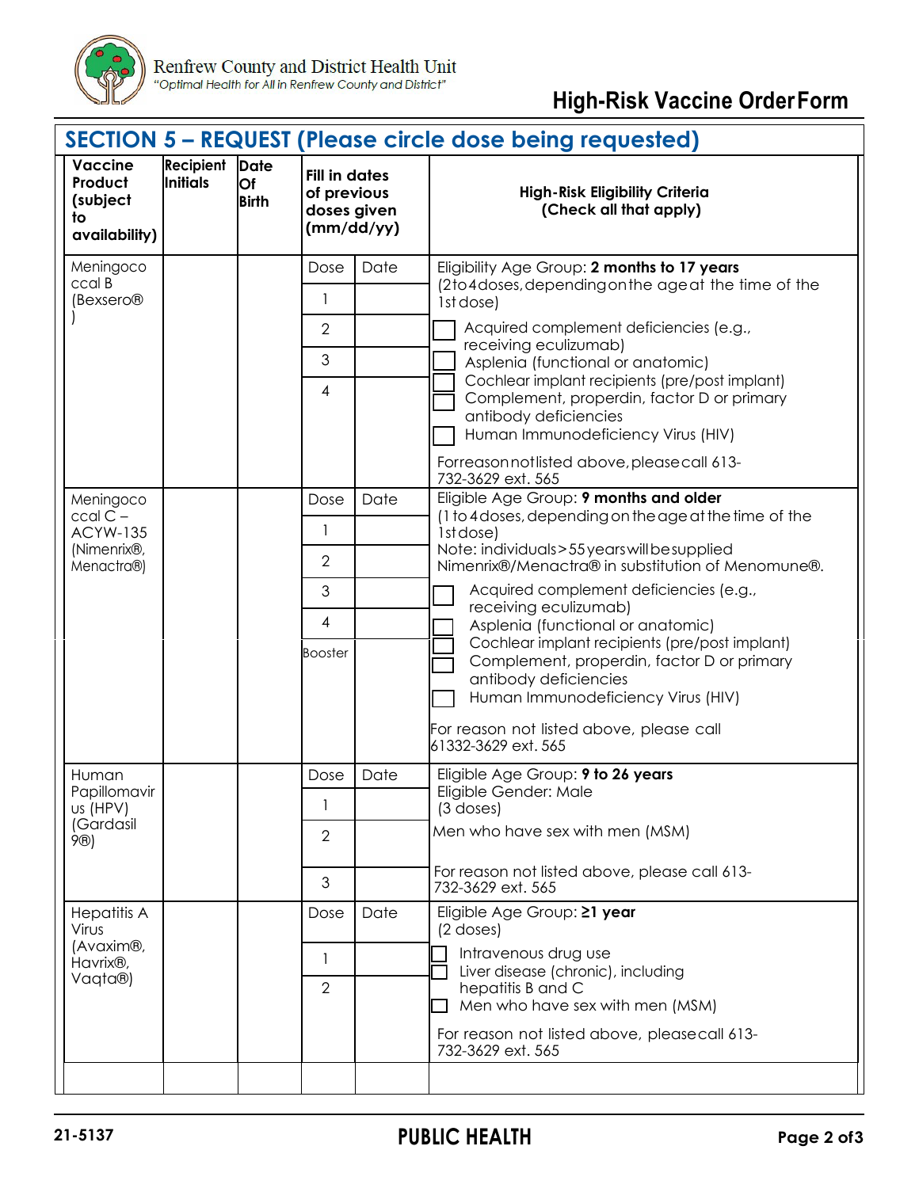Renfrew County and District Health Unit
"Optimal Health for All in Renfrew County and District"

# High-Risk Vaccine Order Form

## SECTION 5 – REQUEST (Please circle dose being requested)

| Vaccine Product (subject to availability) | Recipient Initials | Date Of Birth | Fill in dates of previous doses given (mm/dd/yy) | | High-Risk Eligibility Criteria (Check all that apply) |
|---|---|---|---|---|---|
| Meningococcal B (Bexsero®) | | | Dose | Date | Eligibility Age Group: **2 months to 17 years** (2 to 4 doses, depending on the age at the time of the 1st dose)<br>☐ Acquired complement deficiencies (e.g., receiving eculizumab)<br>☐ Asplenia (functional or anatomic)<br>☐ Cochlear implant recipients (pre/post implant)<br>☐ Complement, properdin, factor D or primary antibody deficiencies<br>☐ Human Immunodeficiency Virus (HIV)<br>For reason not listed above, please call 613-732-3629 ext. 565 |
| | | | 1 | | |
| | | | 2 | | |
| | | | 3 | | |
| | | | 4 | | |
| Meningococcal C – ACYW-135 (Nimenrix®, Menactra®) | | | Dose | Date | Eligible Age Group: **9 months and older** (1 to 4 doses, depending on the age at the time of the 1st dose)<br>Note: individuals > 55 years will be supplied Nimenrix®/Menactra® in substitution of Menomune®.<br>☐ Acquired complement deficiencies (e.g., receiving eculizumab)<br>☐ Asplenia (functional or anatomic)<br>☐ Cochlear implant recipients (pre/post implant)<br>☐ Complement, properdin, factor D or primary antibody deficiencies<br>☐ Human Immunodeficiency Virus (HIV)<br>For reason not listed above, please call 61332-3629 ext. 565 |
| | | | 1 | | |
| | | | 2 | | |
| | | | 3 | | |
| | | | 4 | | |
| | | | Booster | | |
| Human Papillomavirus (HPV) (Gardasil 9®) | | | Dose | Date | Eligible Age Group: **9 to 26 years**<br>Eligible Gender: Male<br>(3 doses)<br>Men who have sex with men (MSM)<br>For reason not listed above, please call 613-732-3629 ext. 565 |
| | | | 1 | | |
| | | | 2 | | |
| | | | 3 | | |
| Hepatitis A Virus (Avaxim®, Havrix®, Vaqta®) | | | Dose | Date | Eligible Age Group: **≥1 year** (2 doses)<br>☐ Intravenous drug use<br>☐ Liver disease (chronic), including hepatitis B and C<br>☐ Men who have sex with men (MSM)<br>For reason not listed above, please call 613-732-3629 ext. 565 |
| | | | 1 | | |
| | | | 2 | | |
| | | | | | |

21-5137 PUBLIC HEALTH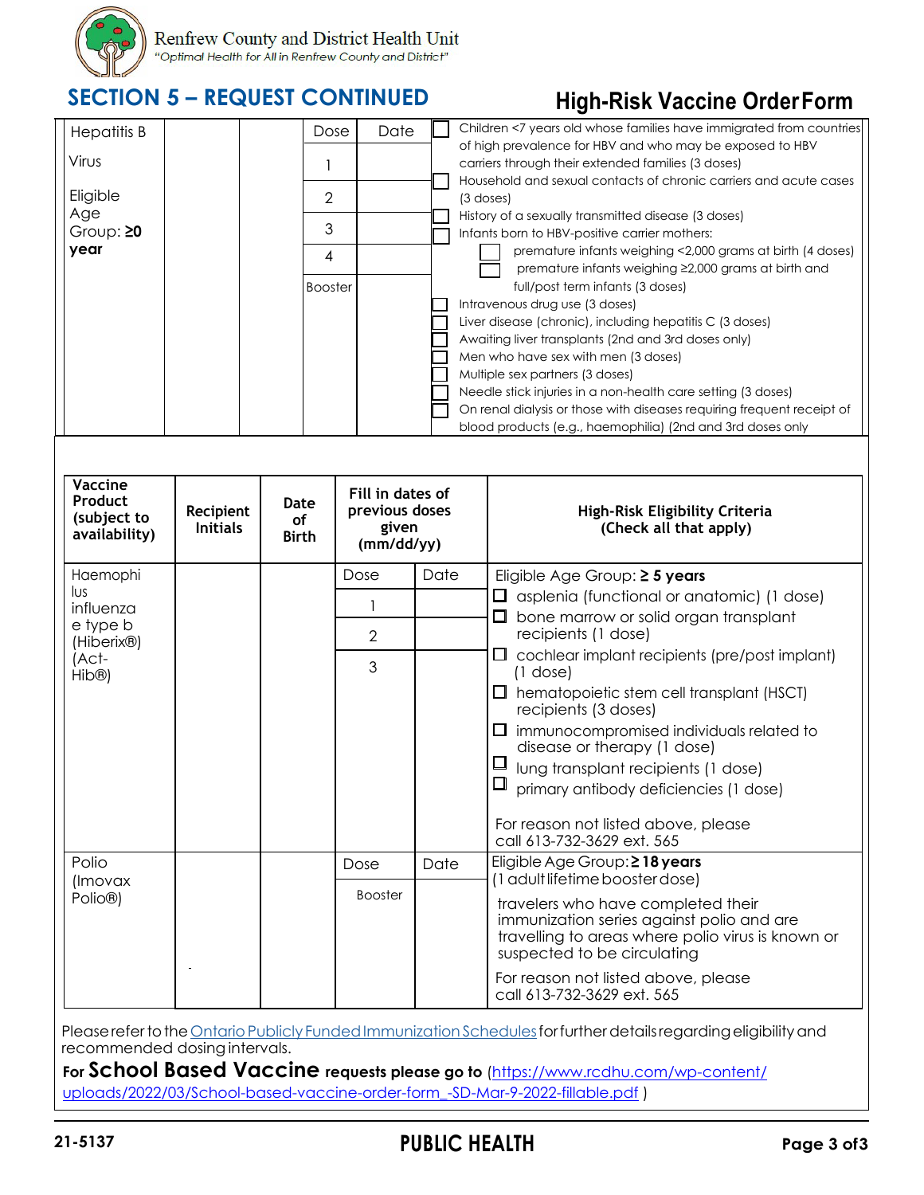Renfrew County and District Health Unit

*"Optimal Health for All in Renfrew County and District"*

## SECTION 5 – REQUEST CONTINUED

## High-Risk Vaccine Order Form

| | | | | | |
|---|---|---|---|---|---|
| Hepatitis B Virus<br><br>Eligible Age Group: **≥0 year** | | | Dose | Date | ☐ Children <7 years old whose families have immigrated from countries of high prevalence for HBV and who may be exposed to HBV carriers through their extended families (3 doses)<br>☐ Household and sexual contacts of chronic carriers and acute cases (3 doses)<br>☐ History of a sexually transmitted disease (3 doses)<br>☐ Infants born to HBV-positive carrier mothers:<br>  ☐ premature infants weighing <2,000 grams at birth (4 doses)<br>  ☐ premature infants weighing ≥2,000 grams at birth and full/post term infants (3 doses)<br>☐ Intravenous drug use (3 doses)<br>☐ Liver disease (chronic), including hepatitis C (3 doses)<br>☐ Awaiting liver transplants (2nd and 3rd doses only)<br>☐ Men who have sex with men (3 doses)<br>☐ Multiple sex partners (3 doses)<br>☐ Needle stick injuries in a non-health care setting (3 doses)<br>☐ On renal dialysis or those with diseases requiring frequent receipt of blood products (e.g., haemophilia) (2nd and 3rd doses only |
| | | | 1 | | |
| | | | 2 | | |
| | | | 3 | | |
| | | | 4 | | |
| | | | Booster | | |

| Vaccine Product (subject to availability) | Recipient Initials | Date of Birth | Fill in dates of previous doses given (mm/dd/yy) | | High-Risk Eligibility Criteria (Check all that apply) |
|---|---|---|---|---|---|
| Haemophilus influenzae type b (Hiberix®) (Act-Hib®) | | | Dose | Date | Eligible Age Group: **≥ 5 years**<br>☐ asplenia (functional or anatomic) (1 dose)<br>☐ bone marrow or solid organ transplant recipients (1 dose)<br>☐ cochlear implant recipients (pre/post implant) (1 dose)<br>☐ hematopoietic stem cell transplant (HSCT) recipients (3 doses)<br>☐ immunocompromised individuals related to disease or therapy (1 dose)<br>☐ lung transplant recipients (1 dose)<br>☐ primary antibody deficiencies (1 dose)<br><br>For reason not listed above, please call 613-732-3629 ext. 565 |
| | | | 1 | | |
| | | | 2 | | |
| | | | 3 | | |
| Polio (Imovax Polio®) | | | Dose | Date | Eligible Age Group: **≥ 18 years** (1 adult lifetime booster dose)<br>travelers who have completed their immunization series against polio and are travelling to areas where polio virus is known or suspected to be circulating<br>For reason not listed above, please call 613-732-3629 ext. 565 |
| | | | Booster | | |

Please refer to the [Ontario Publicly Funded Immunization Schedules]() for further details regarding eligibility and recommended dosing intervals.

**For School Based Vaccine requests please go to** (https://www.rcdhu.com/wp-content/uploads/2022/03/School-based-vaccine-order-form_-SD-Mar-9-2022-fillable.pdf )

21-5137

**PUBLIC HEALTH**